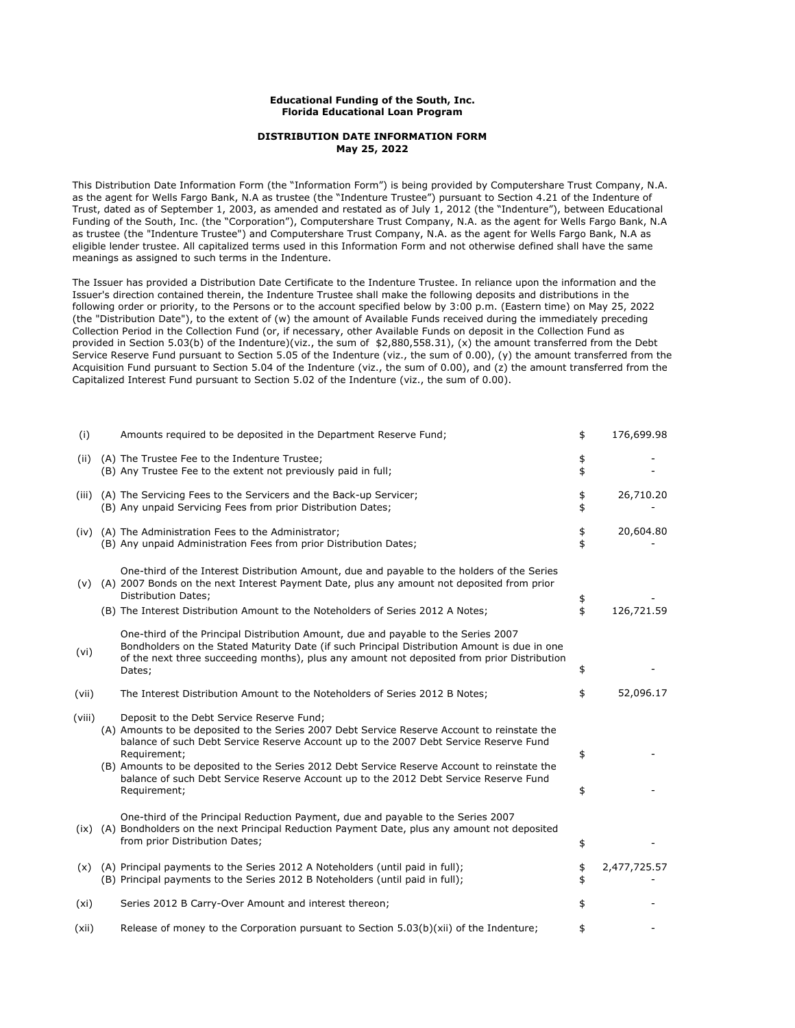**Educational Funding of the South, Inc.**
**Florida Educational Loan Program**

**DISTRIBUTION DATE INFORMATION FORM**
**May 25, 2022**

This Distribution Date Information Form (the "Information Form") is being provided by Computershare Trust Company, N.A. as the agent for Wells Fargo Bank, N.A as trustee (the "Indenture Trustee") pursuant to Section 4.21 of the Indenture of Trust, dated as of September 1, 2003, as amended and restated as of July 1, 2012 (the "Indenture"), between Educational Funding of the South, Inc. (the "Corporation"), Computershare Trust Company, N.A. as the agent for Wells Fargo Bank, N.A as trustee (the "Indenture Trustee") and Computershare Trust Company, N.A. as the agent for Wells Fargo Bank, N.A as eligible lender trustee. All capitalized terms used in this Information Form and not otherwise defined shall have the same meanings as assigned to such terms in the Indenture.

The Issuer has provided a Distribution Date Certificate to the Indenture Trustee. In reliance upon the information and the Issuer's direction contained therein, the Indenture Trustee shall make the following deposits and distributions in the following order or priority, to the Persons or to the account specified below by 3:00 p.m. (Eastern time) on May 25, 2022 (the "Distribution Date"), to the extent of (w) the amount of Available Funds received during the immediately preceding Collection Period in the Collection Fund (or, if necessary, other Available Funds on deposit in the Collection Fund as provided in Section 5.03(b) of the Indenture)(viz., the sum of $2,880,558.31), (x) the amount transferred from the Debt Service Reserve Fund pursuant to Section 5.05 of the Indenture (viz., the sum of 0.00), (y) the amount transferred from the Acquisition Fund pursuant to Section 5.04 of the Indenture (viz., the sum of 0.00), and (z) the amount transferred from the Capitalized Interest Fund pursuant to Section 5.02 of the Indenture (viz., the sum of 0.00).

| | | | |
|---|---|---|---|
| (i) | Amounts required to be deposited in the Department Reserve Fund; | $ | 176,699.98 |
| (ii) | (A) The Trustee Fee to the Indenture Trustee; | $ | - |
| | (B) Any Trustee Fee to the extent not previously paid in full; | $ | - |
| (iii) | (A) The Servicing Fees to the Servicers and the Back-up Servicer; | $ | 26,710.20 |
| | (B) Any unpaid Servicing Fees from prior Distribution Dates; | $ | - |
| (iv) | (A) The Administration Fees to the Administrator; | $ | 20,604.80 |
| | (B) Any unpaid Administration Fees from prior Distribution Dates; | $ | - |
| (v) | (A) One-third of the Interest Distribution Amount, due and payable to the holders of the Series 2007 Bonds on the next Interest Payment Date, plus any amount not deposited from prior Distribution Dates; | $ | - |
| | (B) The Interest Distribution Amount to the Noteholders of Series 2012 A Notes; | $ | 126,721.59 |
| (vi) | One-third of the Principal Distribution Amount, due and payable to the Series 2007 Bondholders on the Stated Maturity Date (if such Principal Distribution Amount is due in one of the next three succeeding months), plus any amount not deposited from prior Distribution Dates; | $ | - |
| (vii) | The Interest Distribution Amount to the Noteholders of Series 2012 B Notes; | $ | 52,096.17 |
| (viii) | Deposit to the Debt Service Reserve Fund; | | |
| | (A) Amounts to be deposited to the Series 2007 Debt Service Reserve Account to reinstate the balance of such Debt Service Reserve Account up to the 2007 Debt Service Reserve Fund Requirement; | $ | - |
| | (B) Amounts to be deposited to the Series 2012 Debt Service Reserve Account to reinstate the balance of such Debt Service Reserve Account up to the 2012 Debt Service Reserve Fund Requirement; | $ | - |
| (ix) | (A) One-third of the Principal Reduction Payment, due and payable to the Series 2007 Bondholders on the next Principal Reduction Payment Date, plus any amount not deposited from prior Distribution Dates; | $ | - |
| (x) | (A) Principal payments to the Series 2012 A Noteholders (until paid in full); | $ | 2,477,725.57 |
| | (B) Principal payments to the Series 2012 B Noteholders (until paid in full); | $ | - |
| (xi) | Series 2012 B Carry-Over Amount and interest thereon; | $ | - |
| (xii) | Release of money to the Corporation pursuant to Section 5.03(b)(xii) of the Indenture; | $ | - |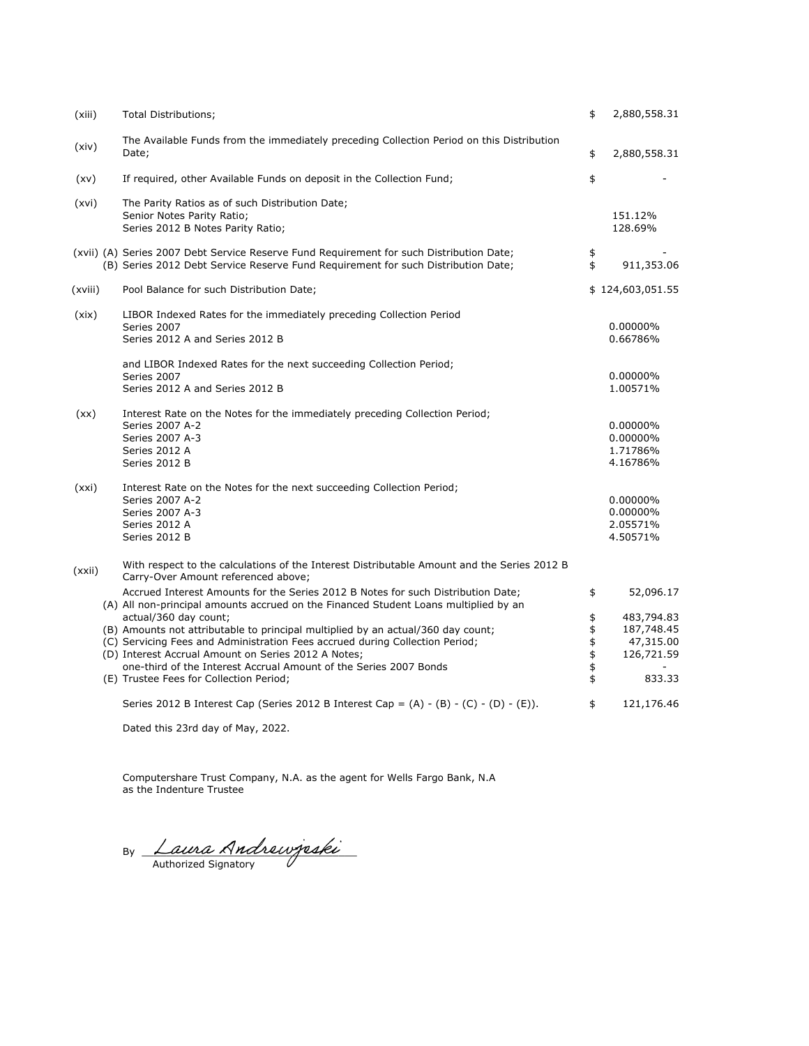| | | | |
|---|---|---|---|
| (xiii) | Total Distributions; | $ | 2,880,558.31 |
| (xiv) | The Available Funds from the immediately preceding Collection Period on this Distribution Date; | $ | 2,880,558.31 |
| (xv) | If required, other Available Funds on deposit in the Collection Fund; | $ | - |
| (xvi) | The Parity Ratios as of such Distribution Date; | | |
| | Senior Notes Parity Ratio; | | 151.12% |
| | Series 2012 B Notes Parity Ratio; | | 128.69% |
| (xvii) | (A) Series 2007 Debt Service Reserve Fund Requirement for such Distribution Date; | $ | - |
| | (B) Series 2012 Debt Service Reserve Fund Requirement for such Distribution Date; | $ | 911,353.06 |
| (xviii) | Pool Balance for such Distribution Date; | $ | 124,603,051.55 |
| (xix) | LIBOR Indexed Rates for the immediately preceding Collection Period | | |
| | Series 2007 | | 0.00000% |
| | Series 2012 A and Series 2012 B | | 0.66786% |
| | and LIBOR Indexed Rates for the next succeeding Collection Period; | | |
| | Series 2007 | | 0.00000% |
| | Series 2012 A and Series 2012 B | | 1.00571% |
| (xx) | Interest Rate on the Notes for the immediately preceding Collection Period; | | |
| | Series 2007 A-2 | | 0.00000% |
| | Series 2007 A-3 | | 0.00000% |
| | Series 2012 A | | 1.71786% |
| | Series 2012 B | | 4.16786% |
| (xxi) | Interest Rate on the Notes for the next succeeding Collection Period; | | |
| | Series 2007 A-2 | | 0.00000% |
| | Series 2007 A-3 | | 0.00000% |
| | Series 2012 A | | 2.05571% |
| | Series 2012 B | | 4.50571% |
| (xxii) | With respect to the calculations of the Interest Distributable Amount and the Series 2012 B Carry-Over Amount referenced above; | | |
| | Accrued Interest Amounts for the Series 2012 B Notes for such Distribution Date; | $ | 52,096.17 |
| | (A) All non-principal amounts accrued on the Financed Student Loans multiplied by an actual/360 day count; | $ | 483,794.83 |
| | (B) Amounts not attributable to principal multiplied by an actual/360 day count; | $ | 187,748.45 |
| | (C) Servicing Fees and Administration Fees accrued during Collection Period; | $ | 47,315.00 |
| | (D) Interest Accrual Amount on Series 2012 A Notes; | $ | 126,721.59 |
| | one-third of the Interest Accrual Amount of the Series 2007 Bonds | $ | - |
| | (E) Trustee Fees for Collection Period; | $ | 833.33 |
| | Series 2012 B Interest Cap (Series 2012 B Interest Cap = (A) - (B) - (C) - (D) - (E)). | $ | 121,176.46 |

Dated this 23rd day of May, 2022.

Computershare Trust Company, N.A. as the agent for Wells Fargo Bank, N.A
as the Indenture Trustee

By *Laura Andrewjeski*
Authorized Signatory